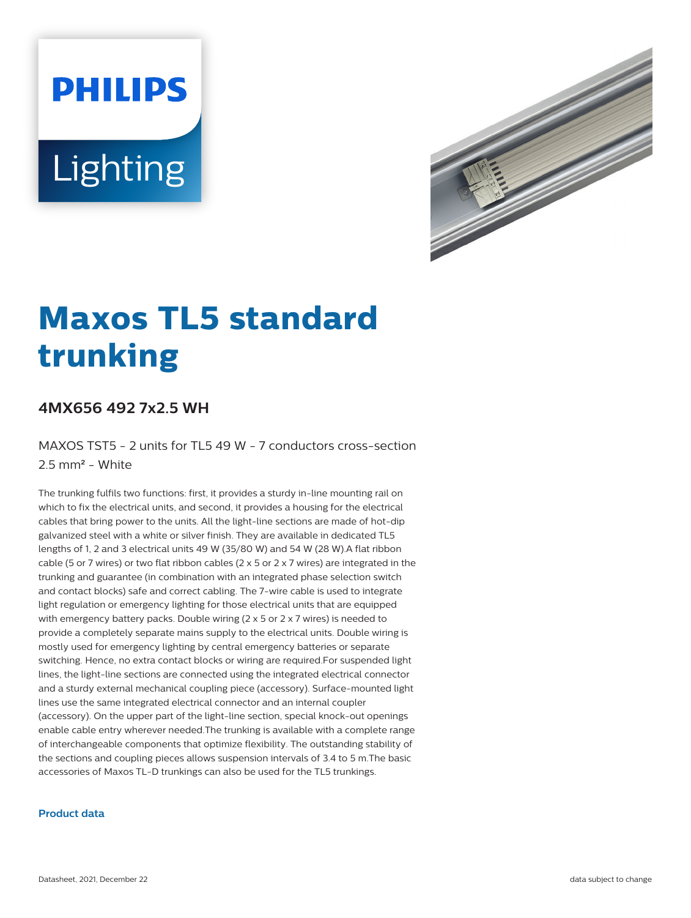# Maxos TL5 standard trunking

## 4MX656 492 7x2.5 WH

MAXOS TST5 - 2 units for TL5 49 W - 7 conductors cross-section 2.5 mm² - White

The trunking fulfils two functions: first, it provides a sturdy in-line mounting rail on which to fix the electrical units, and second, it provides a housing for the electrical cables that bring power to the units. All the light-line sections are made of hot-dip galvanized steel with a white or silver finish. They are available in dedicated TL5 lengths of 1, 2 and 3 electrical units 49 W (35/80 W) and 54 W (28 W).A flat ribbon cable (5 or 7 wires) or two flat ribbon cables (2 x 5 or 2 x 7 wires) are integrated in the trunking and guarantee (in combination with an integrated phase selection switch and contact blocks) safe and correct cabling. The 7-wire cable is used to integrate light regulation or emergency lighting for those electrical units that are equipped with emergency battery packs. Double wiring (2 x 5 or 2 x 7 wires) is needed to provide a completely separate mains supply to the electrical units. Double wiring is mostly used for emergency lighting by central emergency batteries or separate switching. Hence, no extra contact blocks or wiring are required.For suspended light lines, the light-line sections are connected using the integrated electrical connector and a sturdy external mechanical coupling piece (accessory). Surface-mounted light lines use the same integrated electrical connector and an internal coupler (accessory). On the upper part of the light-line section, special knock-out openings enable cable entry wherever needed.The trunking is available with a complete range of interchangeable components that optimize flexibility. The outstanding stability of the sections and coupling pieces allows suspension intervals of 3.4 to 5 m.The basic accessories of Maxos TL-D trunkings can also be used for the TL5 trunkings.

### Product data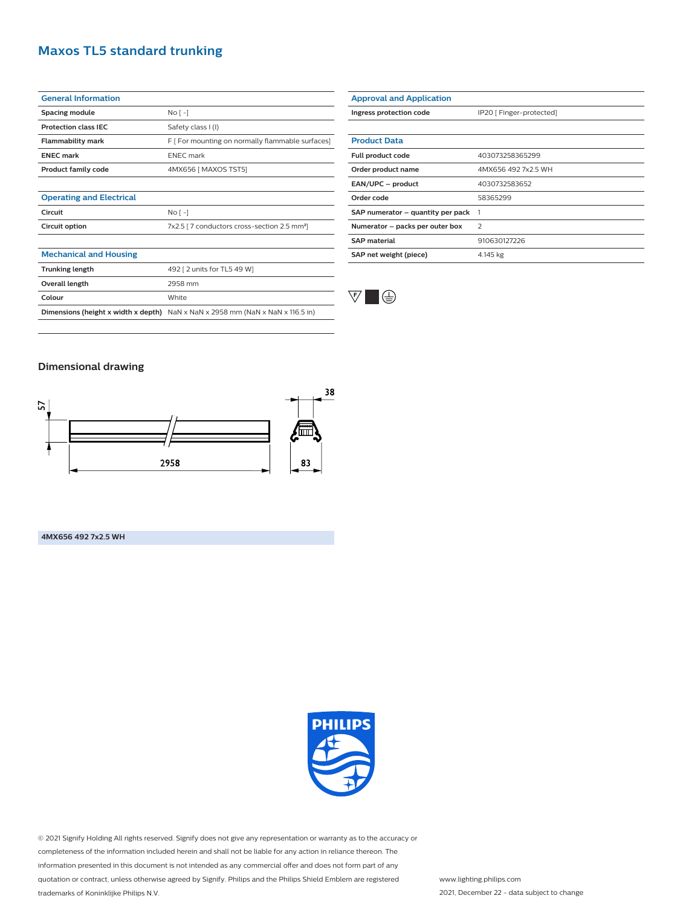# Maxos TL5 standard trunking

## General Information

| | |
|---|---|
| Spacing module | No [ -] |
| Protection class IEC | Safety class I (I) |
| Flammability mark | F [ For mounting on normally flammable surfaces] |
| ENEC mark | ENEC mark |
| Product family code | 4MX656 [ MAXOS TST5] |

## Operating and Electrical

| | |
|---|---|
| Circuit | No [ -] |
| Circuit option | 7x2.5 [ 7 conductors cross-section 2.5 mm²] |

## Mechanical and Housing

| | |
|---|---|
| Trunking length | 492 [ 2 units for TL5 49 W] |
| Overall length | 2958 mm |
| Colour | White |
| Dimensions (height x width x depth) | NaN x NaN x 2958 mm (NaN x NaN x 116.5 in) |

## Approval and Application

| | |
|---|---|
| Ingress protection code | IP20 [ Finger-protected] |

## Product Data

| | |
|---|---|
| Full product code | 403073258365299 |
| Order product name | 4MX656 492 7x2.5 WH |
| EAN/UPC – product | 4030732583652 |
| Order code | 58365299 |
| SAP numerator – quantity per pack | 1 |
| Numerator – packs per outer box | 2 |
| SAP material | 910630127226 |
| SAP net weight (piece) | 4.145 kg |

## Dimensional drawing

57

2958

38

83

**4MX656 492 7x2.5 WH**

© 2021 Signify Holding All rights reserved. Signify does not give any representation or warranty as to the accuracy or completeness of the information included herein and shall not be liable for any action in reliance thereon. The information presented in this document is not intended as any commercial offer and does not form part of any quotation or contract, unless otherwise agreed by Signify. Philips and the Philips Shield Emblem are registered trademarks of Koninklijke Philips N.V.

www.lighting.philips.com

2021, December 22 - data subject to change